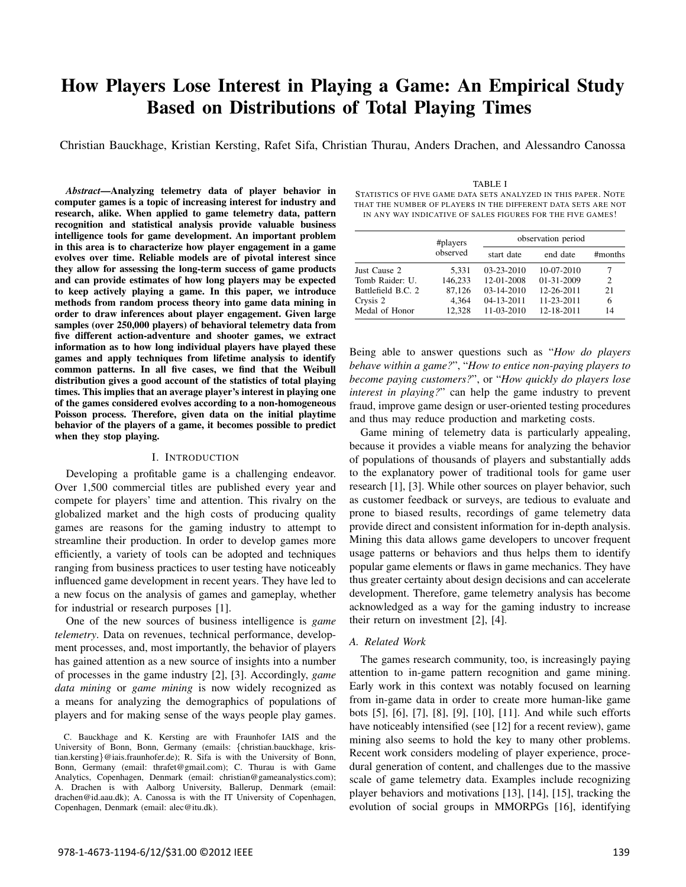# How Players Lose Interest in Playing a Game: An Empirical Study Based on Distributions of Total Playing Times

Christian Bauckhage, Kristian Kersting, Rafet Sifa, Christian Thurau, Anders Drachen, and Alessandro Canossa

***Abstract*—Analyzing telemetry data of player behavior in computer games is a topic of increasing interest for industry and research, alike. When applied to game telemetry data, pattern recognition and statistical analysis provide valuable business intelligence tools for game development. An important problem in this area is to characterize how player engagement in a game evolves over time. Reliable models are of pivotal interest since they allow for assessing the long-term success of game products and can provide estimates of how long players may be expected to keep actively playing a game. In this paper, we introduce methods from random process theory into game data mining in order to draw inferences about player engagement. Given large samples (over 250,000 players) of behavioral telemetry data from five different action-adventure and shooter games, we extract information as to how long individual players have played these games and apply techniques from lifetime analysis to identify common patterns. In all five cases, we find that the Weibull distribution gives a good account of the statistics of total playing times. This implies that an average player's interest in playing one of the games considered evolves according to a non-homogeneous Poisson process. Therefore, given data on the initial playtime behavior of the players of a game, it becomes possible to predict when they stop playing.**

## I. Introduction

Developing a profitable game is a challenging endeavor. Over 1,500 commercial titles are published every year and compete for players' time and attention. This rivalry on the globalized market and the high costs of producing quality games are reasons for the gaming industry to attempt to streamline their production. In order to develop games more efficiently, a variety of tools can be adopted and techniques ranging from business practices to user testing have noticeably influenced game development in recent years. They have led to a new focus on the analysis of games and gameplay, whether for industrial or research purposes [1].

One of the new sources of business intelligence is *game telemetry*. Data on revenues, technical performance, development processes, and, most importantly, the behavior of players has gained attention as a new source of insights into a number of processes in the game industry [2], [3]. Accordingly, *game data mining* or *game mining* is now widely recognized as a means for analyzing the demographics of populations of players and for making sense of the ways people play games.

C. Bauckhage and K. Kersting are with Fraunhofer IAIS and the University of Bonn, Bonn, Germany (emails: {christian.bauckhage, kristian.kersting}@iais.fraunhofer.de); R. Sifa is with the University of Bonn, Bonn, Germany (email: thrafet@gmail.com); C. Thurau is with Game Analytics, Copenhagen, Denmark (email: christian@gameanalytics.com); A. Drachen is with Aalborg University, Ballerup, Denmark (email: drachen@id.aau.dk); A. Canossa is with the IT University of Copenhagen, Copenhagen, Denmark (email: alec@itu.dk).

TABLE I
STATISTICS OF FIVE GAME DATA SETS ANALYZED IN THIS PAPER. NOTE THAT THE NUMBER OF PLAYERS IN THE DIFFERENT DATA SETS ARE NOT IN ANY WAY INDICATIVE OF SALES FIGURES FOR THE FIVE GAMES!

| | #players observed | observation period | | |
|---|---|---|---|---|
| | | start date | end date | #months |
| Just Cause 2 | 5,331 | 03-23-2010 | 10-07-2010 | 7 |
| Tomb Raider: U. | 146,233 | 12-01-2008 | 01-31-2009 | 2 |
| Battlefield B.C. 2 | 87,126 | 03-14-2010 | 12-26-2011 | 21 |
| Crysis 2 | 4,364 | 04-13-2011 | 11-23-2011 | 6 |
| Medal of Honor | 12,328 | 11-03-2010 | 12-18-2011 | 14 |

Being able to answer questions such as "*How do players behave within a game?*", "*How to entice non-paying players to become paying customers?*", or "*How quickly do players lose interest in playing?*" can help the game industry to prevent fraud, improve game design or user-oriented testing procedures and thus may reduce production and marketing costs.

Game mining of telemetry data is particularly appealing, because it provides a viable means for analyzing the behavior of populations of thousands of players and substantially adds to the explanatory power of traditional tools for game user research [1], [3]. While other sources on player behavior, such as customer feedback or surveys, are tedious to evaluate and prone to biased results, recordings of game telemetry data provide direct and consistent information for in-depth analysis. Mining this data allows game developers to uncover frequent usage patterns or behaviors and thus helps them to identify popular game elements or flaws in game mechanics. They have thus greater certainty about design decisions and can accelerate development. Therefore, game telemetry analysis has become acknowledged as a way for the gaming industry to increase their return on investment [2], [4].

### A. Related Work

The games research community, too, is increasingly paying attention to in-game pattern recognition and game mining. Early work in this context was notably focused on learning from in-game data in order to create more human-like game bots [5], [6], [7], [8], [9], [10], [11]. And while such efforts have noticeably intensified (see [12] for a recent review), game mining also seems to hold the key to many other problems. Recent work considers modeling of player experience, procedural generation of content, and challenges due to the massive scale of game telemetry data. Examples include recognizing player behaviors and motivations [13], [14], [15], tracking the evolution of social groups in MMORPGs [16], identifying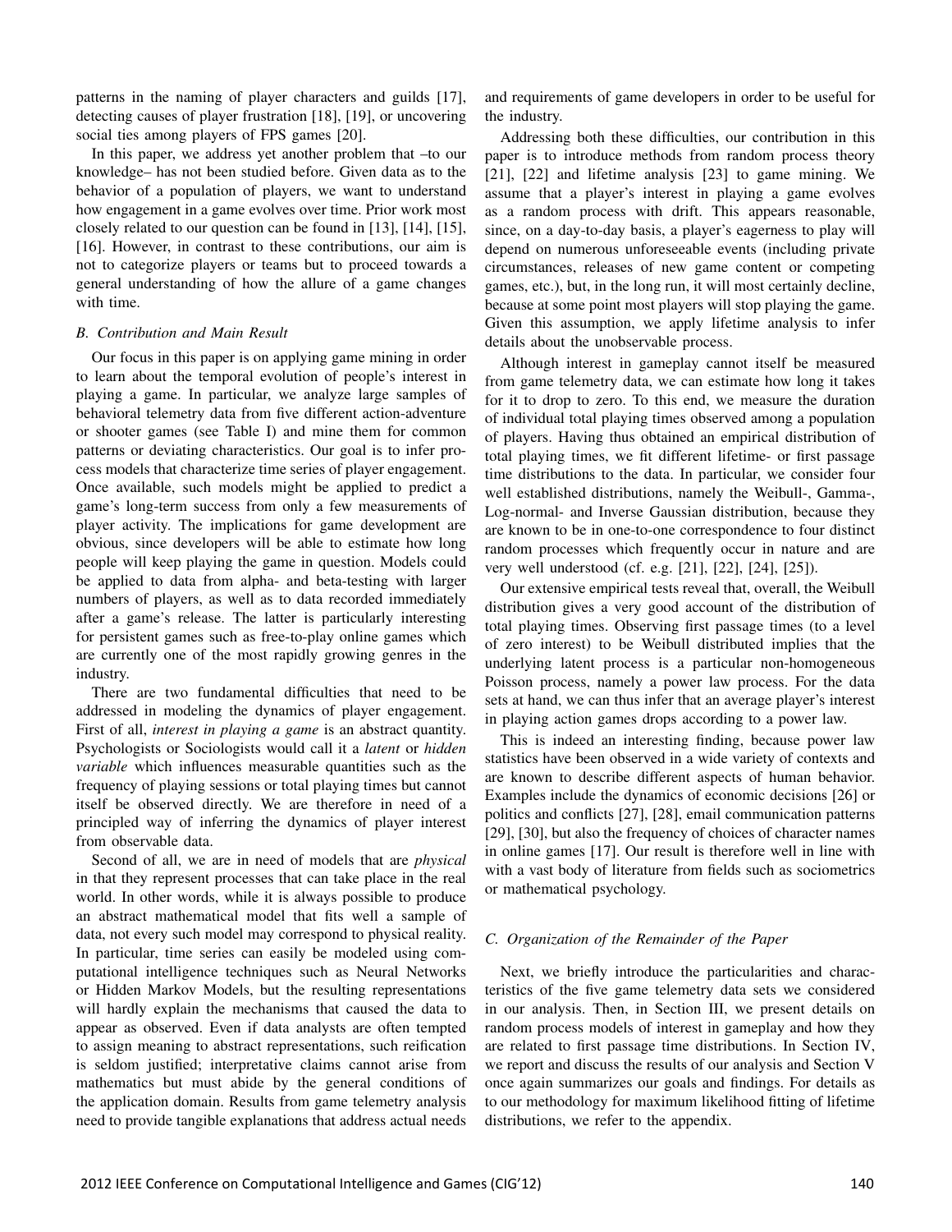patterns in the naming of player characters and guilds [17], detecting causes of player frustration [18], [19], or uncovering social ties among players of FPS games [20].

In this paper, we address yet another problem that –to our knowledge– has not been studied before. Given data as to the behavior of a population of players, we want to understand how engagement in a game evolves over time. Prior work most closely related to our question can be found in [13], [14], [15], [16]. However, in contrast to these contributions, our aim is not to categorize players or teams but to proceed towards a general understanding of how the allure of a game changes with time.

### *B. Contribution and Main Result*

Our focus in this paper is on applying game mining in order to learn about the temporal evolution of people's interest in playing a game. In particular, we analyze large samples of behavioral telemetry data from five different action-adventure or shooter games (see Table I) and mine them for common patterns or deviating characteristics. Our goal is to infer process models that characterize time series of player engagement. Once available, such models might be applied to predict a game's long-term success from only a few measurements of player activity. The implications for game development are obvious, since developers will be able to estimate how long people will keep playing the game in question. Models could be applied to data from alpha- and beta-testing with larger numbers of players, as well as to data recorded immediately after a game's release. The latter is particularly interesting for persistent games such as free-to-play online games which are currently one of the most rapidly growing genres in the industry.

There are two fundamental difficulties that need to be addressed in modeling the dynamics of player engagement. First of all, *interest in playing a game* is an abstract quantity. Psychologists or Sociologists would call it a *latent* or *hidden variable* which influences measurable quantities such as the frequency of playing sessions or total playing times but cannot itself be observed directly. We are therefore in need of a principled way of inferring the dynamics of player interest from observable data.

Second of all, we are in need of models that are *physical* in that they represent processes that can take place in the real world. In other words, while it is always possible to produce an abstract mathematical model that fits well a sample of data, not every such model may correspond to physical reality. In particular, time series can easily be modeled using computational intelligence techniques such as Neural Networks or Hidden Markov Models, but the resulting representations will hardly explain the mechanisms that caused the data to appear as observed. Even if data analysts are often tempted to assign meaning to abstract representations, such reification is seldom justified; interpretative claims cannot arise from mathematics but must abide by the general conditions of the application domain. Results from game telemetry analysis need to provide tangible explanations that address actual needs and requirements of game developers in order to be useful for the industry.

Addressing both these difficulties, our contribution in this paper is to introduce methods from random process theory [21], [22] and lifetime analysis [23] to game mining. We assume that a player's interest in playing a game evolves as a random process with drift. This appears reasonable, since, on a day-to-day basis, a player's eagerness to play will depend on numerous unforeseeable events (including private circumstances, releases of new game content or competing games, etc.), but, in the long run, it will most certainly decline, because at some point most players will stop playing the game. Given this assumption, we apply lifetime analysis to infer details about the unobservable process.

Although interest in gameplay cannot itself be measured from game telemetry data, we can estimate how long it takes for it to drop to zero. To this end, we measure the duration of individual total playing times observed among a population of players. Having thus obtained an empirical distribution of total playing times, we fit different lifetime- or first passage time distributions to the data. In particular, we consider four well established distributions, namely the Weibull-, Gamma-, Log-normal- and Inverse Gaussian distribution, because they are known to be in one-to-one correspondence to four distinct random processes which frequently occur in nature and are very well understood (cf. e.g. [21], [22], [24], [25]).

Our extensive empirical tests reveal that, overall, the Weibull distribution gives a very good account of the distribution of total playing times. Observing first passage times (to a level of zero interest) to be Weibull distributed implies that the underlying latent process is a particular non-homogeneous Poisson process, namely a power law process. For the data sets at hand, we can thus infer that an average player's interest in playing action games drops according to a power law.

This is indeed an interesting finding, because power law statistics have been observed in a wide variety of contexts and are known to describe different aspects of human behavior. Examples include the dynamics of economic decisions [26] or politics and conflicts [27], [28], email communication patterns [29], [30], but also the frequency of choices of character names in online games [17]. Our result is therefore well in line with with a vast body of literature from fields such as sociometrics or mathematical psychology.

### *C. Organization of the Remainder of the Paper*

Next, we briefly introduce the particularities and characteristics of the five game telemetry data sets we considered in our analysis. Then, in Section III, we present details on random process models of interest in gameplay and how they are related to first passage time distributions. In Section IV, we report and discuss the results of our analysis and Section V once again summarizes our goals and findings. For details as to our methodology for maximum likelihood fitting of lifetime distributions, we refer to the appendix.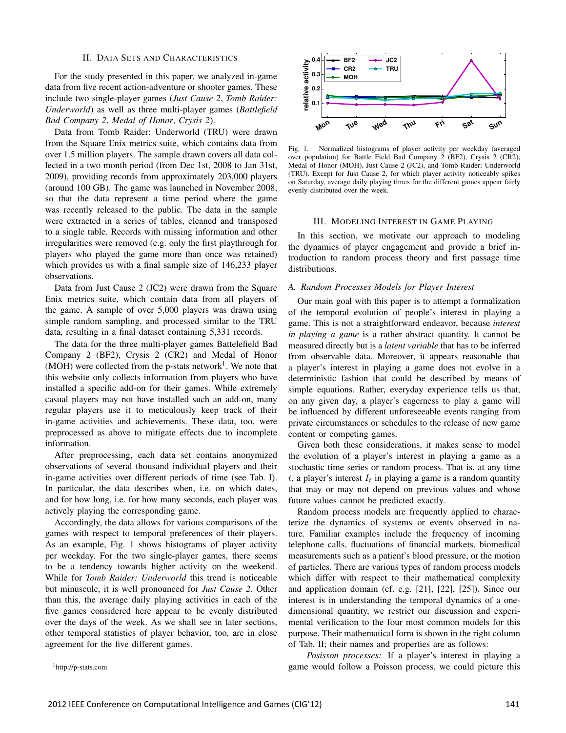## II. Data Sets and Characteristics

For the study presented in this paper, we analyzed in-game data from five recent action-adventure or shooter games. These include two single-player games (*Just Cause 2*, *Tomb Raider: Underworld*) as well as three multi-player games (*Battlefield Bad Company 2*, *Medal of Honor*, *Crysis 2*).

Data from Tomb Raider: Underworld (TRU) were drawn from the Square Enix metrics suite, which contains data from over 1.5 million players. The sample drawn covers all data collected in a two month period (from Dec 1st, 2008 to Jan 31st, 2009), providing records from approximately 203,000 players (around 100 GB). The game was launched in November 2008, so that the data represent a time period where the game was recently released to the public. The data in the sample were extracted in a series of tables, cleaned and transposed to a single table. Records with missing information and other irregularities were removed (e.g. only the first playthrough for players who played the game more than once was retained) which provides us with a final sample size of 146,233 player observations.

Data from Just Cause 2 (JC2) were drawn from the Square Enix metrics suite, which contain data from all players of the game. A sample of over 5,000 players was drawn using simple random sampling, and processed similar to the TRU data, resulting in a final dataset containing 5,331 records.

The data for the three multi-player games Battelefield Bad Company 2 (BF2), Crysis 2 (CR2) and Medal of Honor (MOH) were collected from the p-stats network[1]. We note that this website only collects information from players who have installed a specific add-on for their games. While extremely casual players may not have installed such an add-on, many regular players use it to meticulously keep track of their in-game activities and achievements. These data, too, were preprocessed as above to mitigate effects due to incomplete information.

After preprocessing, each data set contains anonymized observations of several thousand individual players and their in-game activities over different periods of time (see Tab. I). In particular, the data describes when, i.e. on which dates, and for how long, i.e. for how many seconds, each player was actively playing the corresponding game.

Accordingly, the data allows for various comparisons of the games with respect to temporal preferences of their players. As an example, Fig. 1 shows histograms of player activity per weekday. For the two single-player games, there seems to be a tendency towards higher activity on the weekend. While for *Tomb Raider: Underworld* this trend is noticeable but minuscule, it is well pronounced for *Just Cause 2*. Other than this, the average daily playing activities in each of the five games considered here appear to be evenly distributed over the days of the week. As we shall see in later sections, other temporal statistics of player behavior, too, are in close agreement for the five different games.

[1] http://p-stats.com

relative activity
0.4
0.3
0.2
0.1
BF2
CR2
MOH
JC2
TRU
Mon Tue Wed Thu Fri Sat Sun

Fig. 1. Normalized histograms of player activity per weekday (averaged over population) for Battle Field Bad Company 2 (BF2), Crysis 2 (CR2), Medal of Honor (MOH), Just Cause 2 (JC2), and Tomb Raider: Underworld (TRU). Except for Just Cause 2, for which player activity noticeably spikes on Saturday, average daily playing times for the different games appear fairly evenly distributed over the week.

## III. Modeling Interest in Game Playing

In this section, we motivate our approach to modeling the dynamics of player engagement and provide a brief introduction to random process theory and first passage time distributions.

### A. Random Processes Models for Player Interest

Our main goal with this paper is to attempt a formalization of the temporal evolution of people's interest in playing a game. This is not a straightforward endeavor, because *interest in playing a game* is a rather abstract quantity. It cannot be measured directly but is a *latent variable* that has to be inferred from observable data. Moreover, it appears reasonable that a player's interest in playing a game does not evolve in a deterministic fashion that could be described by means of simple equations. Rather, everyday experience tells us that, on any given day, a player's eagerness to play a game will be influenced by different unforeseeable events ranging from private circumstances or schedules to the release of new game content or competing games.

Given both these considerations, it makes sense to model the evolution of a player's interest in playing a game as a stochastic time series or random process. That is, at any time $t$, a player's interest $I_t$ in playing a game is a random quantity that may or may not depend on previous values and whose future values cannot be predicted exactly.

Random process models are frequently applied to characterize the dynamics of systems or events observed in nature. Familiar examples include the frequency of incoming telephone calls, fluctuations of financial markets, biomedical measurements such as a patient's blood pressure, or the motion of particles. There are various types of random process models which differ with respect to their mathematical complexity and application domain (cf. e.g. [21], [22], [25]). Since our interest is in understanding the temporal dynamics of a one-dimensional quantity, we restrict our discussion and experimental verification to the four most common models for this purpose. Their mathematical form is shown in the right column of Tab. II; their names and properties are as follows:

*Poisson processes:* If a player's interest in playing a game would follow a Poisson process, we could picture this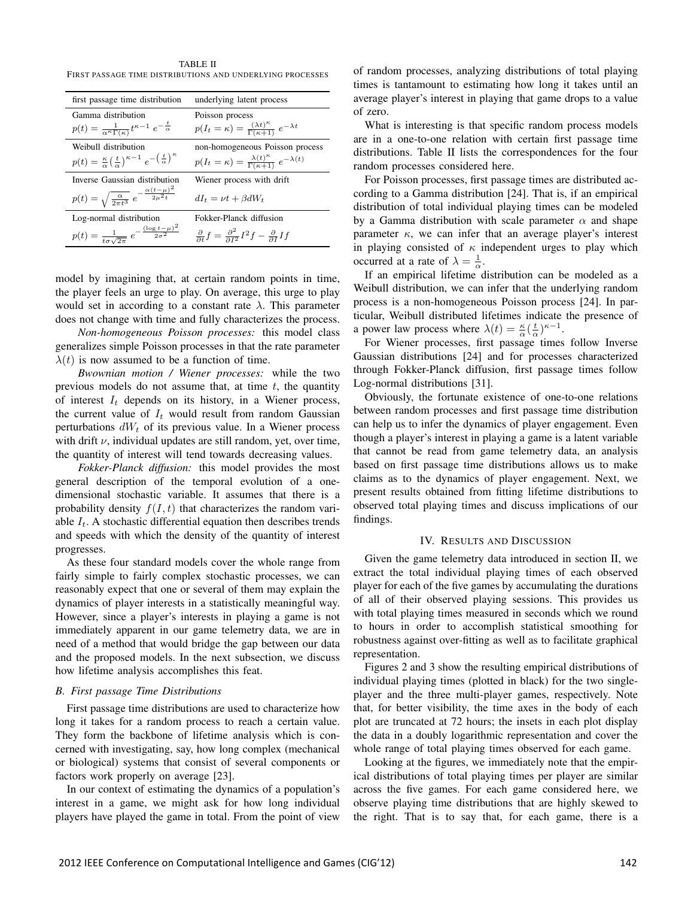TABLE II
First passage time distributions and underlying processes

| first passage time distribution | underlying latent process |
|---|---|
| Gamma distribution $p(t) = \frac{1}{\alpha^\kappa \Gamma(\kappa)} t^{\kappa-1} e^{-\frac{t}{\alpha}}$ | Poisson process $p(I_t = \kappa) = \frac{(\lambda t)^\kappa}{\Gamma(\kappa+1)} e^{-\lambda t}$ |
| Weibull distribution $p(t) = \frac{\kappa}{\alpha}\big(\frac{t}{\alpha}\big)^{\kappa-1} e^{-\left(\frac{t}{\alpha}\right)^\kappa}$ | non-homogeneous Poisson process $p(I_t = \kappa) = \frac{\lambda(t)^\kappa}{\Gamma(\kappa+1)} e^{-\lambda(t)}$ |
| Inverse Gaussian distribution $p(t) = \sqrt{\frac{\alpha}{2\pi t^3}} e^{-\frac{\alpha(t-\mu)^2}{2\mu^2 t}}$ | Wiener process with drift $dI_t = \nu t + \beta dW_t$ |
| Log-normal distribution $p(t) = \frac{1}{t\sigma\sqrt{2\pi}} e^{-\frac{(\log t - \mu)^2}{2\sigma^2}}$ | Fokker-Planck diffusion $\frac{\partial}{\partial t} f = \frac{\partial^2}{\partial I^2} I^2 f - \frac{\partial}{\partial I} I f$ |

model by imagining that, at certain random points in time, the player feels an urge to play. On average, this urge to play would set in according to a constant rate $\lambda$. This parameter does not change with time and fully characterizes the process.

*Non-homogeneous Poisson processes:* this model class generalizes simple Poisson processes in that the rate parameter $\lambda(t)$ is now assumed to be a function of time.

*Bwownian motion / Wiener processes:* while the two previous models do not assume that, at time $t$, the quantity of interest $I_t$ depends on its history, in a Wiener process, the current value of $I_t$ would result from random Gaussian perturbations $dW_t$ of its previous value. In a Wiener process with drift $\nu$, individual updates are still random, yet, over time, the quantity of interest will tend towards decreasing values.

*Fokker-Planck diffusion:* this model provides the most general description of the temporal evolution of a one-dimensional stochastic variable. It assumes that there is a probability density $f(I, t)$ that characterizes the random variable $I_t$. A stochastic differential equation then describes trends and speeds with which the density of the quantity of interest progresses.

As these four standard models cover the whole range from fairly simple to fairly complex stochastic processes, we can reasonably expect that one or several of them may explain the dynamics of player interests in a statistically meaningful way. However, since a player's interests in playing a game is not immediately apparent in our game telemetry data, we are in need of a method that would bridge the gap between our data and the proposed models. In the next subsection, we discuss how lifetime analysis accomplishes this feat.

### B. First passage Time Distributions

First passage time distributions are used to characterize how long it takes for a random process to reach a certain value. They form the backbone of lifetime analysis which is concerned with investigating, say, how long complex (mechanical or biological) systems that consist of several components or factors work properly on average [23].

In our context of estimating the dynamics of a population's interest in a game, we might ask for how long individual players have played the game in total. From the point of view of random processes, analyzing distributions of total playing times is tantamount to estimating how long it takes until an average player's interest in playing that game drops to a value of zero.

What is interesting is that specific random process models are in a one-to-one relation with certain first passage time distributions. Table II lists the correspondences for the four random processes considered here.

For Poisson processes, first passage times are distributed according to a Gamma distribution [24]. That is, if an empirical distribution of total individual playing times can be modeled by a Gamma distribution with scale parameter $\alpha$ and shape parameter $\kappa$, we can infer that an average player's interest in playing consisted of $\kappa$ independent urges to play which occurred at a rate of $\lambda = \frac{1}{\alpha}$.

If an empirical lifetime distribution can be modeled as a Weibull distribution, we can infer that the underlying random process is a non-homogeneous Poisson process [24]. In particular, Weibull distributed lifetimes indicate the presence of a power law process where $\lambda(t) = \frac{\kappa}{\alpha}(\frac{t}{\alpha})^{\kappa-1}$.

For Wiener processes, first passage times follow Inverse Gaussian distributions [24] and for processes characterized through Fokker-Planck diffusion, first passage times follow Log-normal distributions [31].

Obviously, the fortunate existence of one-to-one relations between random processes and first passage time distribution can help us to infer the dynamics of player engagement. Even though a player's interest in playing a game is a latent variable that cannot be read from game telemetry data, an analysis based on first passage time distributions allows us to make claims as to the dynamics of player engagement. Next, we present results obtained from fitting lifetime distributions to observed total playing times and discuss implications of our findings.

## IV. Results and Discussion

Given the game telemetry data introduced in section II, we extract the total individual playing times of each observed player for each of the five games by accumulating the durations of all of their observed playing sessions. This provides us with total playing times measured in seconds which we round to hours in order to accomplish statistical smoothing for robustness against over-fitting as well as to facilitate graphical representation.

Figures 2 and 3 show the resulting empirical distributions of individual playing times (plotted in black) for the two single-player and the three multi-player games, respectively. Note that, for better visibility, the time axes in the body of each plot are truncated at 72 hours; the insets in each plot display the data in a doubly logarithmic representation and cover the whole range of total playing times observed for each game.

Looking at the figures, we immediately note that the empirical distributions of total playing times per player are similar across the five games. For each game considered here, we observe playing time distributions that are highly skewed to the right. That is to say that, for each game, there is a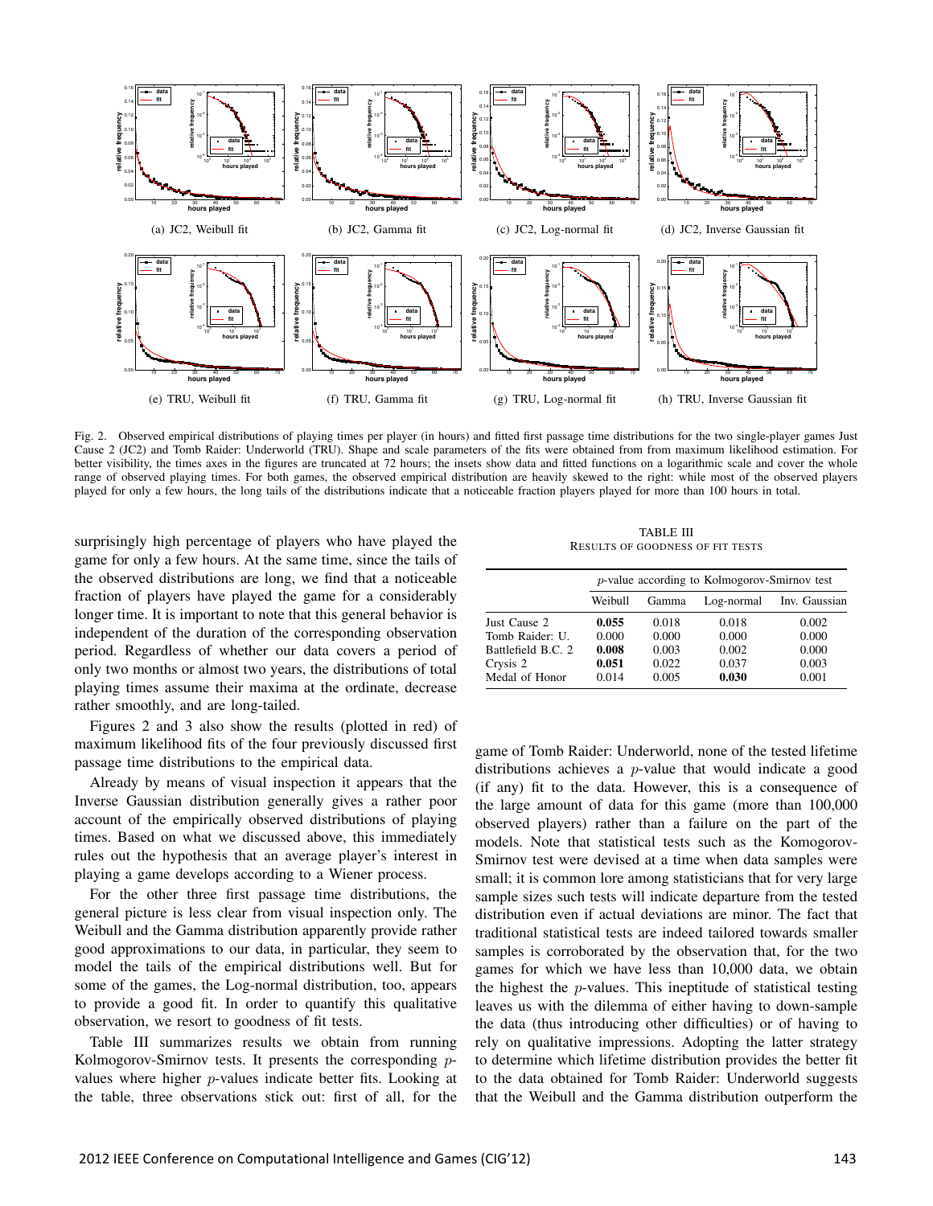(a) JC2, Weibull fit

(b) JC2, Gamma fit

(c) JC2, Log-normal fit

(d) JC2, Inverse Gaussian fit

(e) TRU, Weibull fit

(f) TRU, Gamma fit

(g) TRU, Log-normal fit

(h) TRU, Inverse Gaussian fit

Fig. 2. Observed empirical distributions of playing times per player (in hours) and fitted first passage time distributions for the two single-player games Just Cause 2 (JC2) and Tomb Raider: Underworld (TRU). Shape and scale parameters of the fits were obtained from from maximum likelihood estimation. For better visibility, the times axes in the figures are truncated at 72 hours; the insets show data and fitted functions on a logarithmic scale and cover the whole range of observed playing times. For both games, the observed empirical distribution are heavily skewed to the right: while most of the observed players played for only a few hours, the long tails of the distributions indicate that a noticeable fraction players played for more than 100 hours in total.

surprisingly high percentage of players who have played the game for only a few hours. At the same time, since the tails of the observed distributions are long, we find that a noticeable fraction of players have played the game for a considerably longer time. It is important to note that this general behavior is independent of the duration of the corresponding observation period. Regardless of whether our data covers a period of only two months or almost two years, the distributions of total playing times assume their maxima at the ordinate, decrease rather smoothly, and are long-tailed.

Figures 2 and 3 also show the results (plotted in red) of maximum likelihood fits of the four previously discussed first passage time distributions to the empirical data.

Already by means of visual inspection it appears that the Inverse Gaussian distribution generally gives a rather poor account of the empirically observed distributions of playing times. Based on what we discussed above, this immediately rules out the hypothesis that an average player's interest in playing a game develops according to a Wiener process.

For the other three first passage time distributions, the general picture is less clear from visual inspection only. The Weibull and the Gamma distribution apparently provide rather good approximations to our data, in particular, they seem to model the tails of the empirical distributions well. But for some of the games, the Log-normal distribution, too, appears to provide a good fit. In order to quantify this qualitative observation, we resort to goodness of fit tests.

Table III summarizes results we obtain from running Kolmogorov-Smirnov tests. It presents the corresponding $p$-values where higher $p$-values indicate better fits. Looking at the table, three observations stick out: first of all, for the game of Tomb Raider: Underworld, none of the tested lifetime distributions achieves a $p$-value that would indicate a good (if any) fit to the data. However, this is a consequence of the large amount of data for this game (more than 100,000 observed players) rather than a failure on the part of the models. Note that statistical tests such as the Komogorov-Smirnov test were devised at a time when data samples were small; it is common lore among statisticians that for very large sample sizes such tests will indicate departure from the tested distribution even if actual deviations are minor. The fact that traditional statistical tests are indeed tailored towards smaller samples is corroborated by the observation that, for the two games for which we have less than 10,000 data, we obtain the highest the $p$-values. This ineptitude of statistical testing leaves us with the dilemma of either having to down-sample the data (thus introducing other difficulties) or of having to rely on qualitative impressions. Adopting the latter strategy to determine which lifetime distribution provides the better fit to the data obtained for Tomb Raider: Underworld suggests that the Weibull and the Gamma distribution outperform the

TABLE III
RESULTS OF GOODNESS OF FIT TESTS

| | $p$-value according to Kolmogorov-Smirnov test | | | |
|---|---|---|---|---|
| | Weibull | Gamma | Log-normal | Inv. Gaussian |
| Just Cause 2 | **0.055** | 0.018 | 0.018 | 0.002 |
| Tomb Raider: U. | 0.000 | 0.000 | 0.000 | 0.000 |
| Battlefield B.C. 2 | **0.008** | 0.003 | 0.002 | 0.000 |
| Crysis 2 | **0.051** | 0.022 | 0.037 | 0.003 |
| Medal of Honor | 0.014 | 0.005 | **0.030** | 0.001 |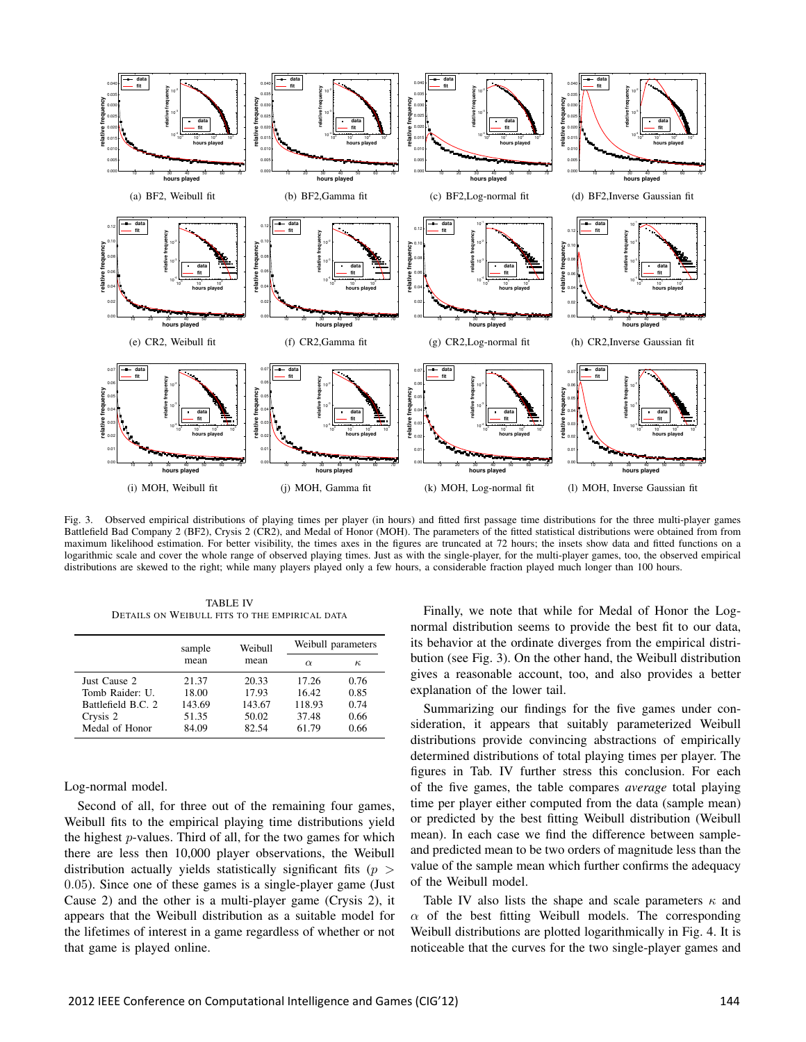(a) BF2, Weibull fit

(b) BF2,Gamma fit

(c) BF2,Log-normal fit

(d) BF2,Inverse Gaussian fit

(e) CR2, Weibull fit

(f) CR2,Gamma fit

(g) CR2,Log-normal fit

(h) CR2,Inverse Gaussian fit

(i) MOH, Weibull fit

(j) MOH, Gamma fit

(k) MOH, Log-normal fit

(l) MOH, Inverse Gaussian fit

Fig. 3. Observed empirical distributions of playing times per player (in hours) and fitted first passage time distributions for the three multi-player games Battlefield Bad Company 2 (BF2), Crysis 2 (CR2), and Medal of Honor (MOH). The parameters of the fitted statistical distributions were obtained from from maximum likelihood estimation. For better visibility, the times axes in the figures are truncated at 72 hours; the insets show data and fitted functions on a logarithmic scale and cover the whole range of observed playing times. Just as with the single-player, for the multi-player games, too, the observed empirical distributions are skewed to the right; while many players played only a few hours, a considerable fraction played much longer than 100 hours.

TABLE IV
DETAILS ON WEIBULL FITS TO THE EMPIRICAL DATA

| | sample mean | Weibull mean | Weibull parameters | |
|---|---|---|---|---|
| | | | $\alpha$ | $\kappa$ |
| Just Cause 2 | 21.37 | 20.33 | 17.26 | 0.76 |
| Tomb Raider: U. | 18.00 | 17.93 | 16.42 | 0.85 |
| Battlefield B.C. 2 | 143.69 | 143.67 | 118.93 | 0.74 |
| Crysis 2 | 51.35 | 50.02 | 37.48 | 0.66 |
| Medal of Honor | 84.09 | 82.54 | 61.79 | 0.66 |

Log-normal model.

Second of all, for three out of the remaining four games, Weibull fits to the empirical playing time distributions yield the highest $p$-values. Third of all, for the two games for which there are less then 10,000 player observations, the Weibull distribution actually yields statistically significant fits ($p > 0.05$). Since one of these games is a single-player game (Just Cause 2) and the other is a multi-player game (Crysis 2), it appears that the Weibull distribution as a suitable model for the lifetimes of interest in a game regardless of whether or not that game is played online.

Finally, we note that while for Medal of Honor the Log-normal distribution seems to provide the best fit to our data, its behavior at the ordinate diverges from the empirical distribution (see Fig. 3). On the other hand, the Weibull distribution gives a reasonable account, too, and also provides a better explanation of the lower tail.

Summarizing our findings for the five games under consideration, it appears that suitably parameterized Weibull distributions provide convincing abstractions of empirically determined distributions of total playing times per player. The figures in Tab. IV further stress this conclusion. For each of the five games, the table compares *average* total playing time per player either computed from the data (sample mean) or predicted by the best fitting Weibull distribution (Weibull mean). In each case we find the difference between sample- and predicted mean to be two orders of magnitude less than the value of the sample mean which further confirms the adequacy of the Weibull model.

Table IV also lists the shape and scale parameters $\kappa$ and $\alpha$ of the best fitting Weibull models. The corresponding Weibull distributions are plotted logarithmically in Fig. 4. It is noticeable that the curves for the two single-player games and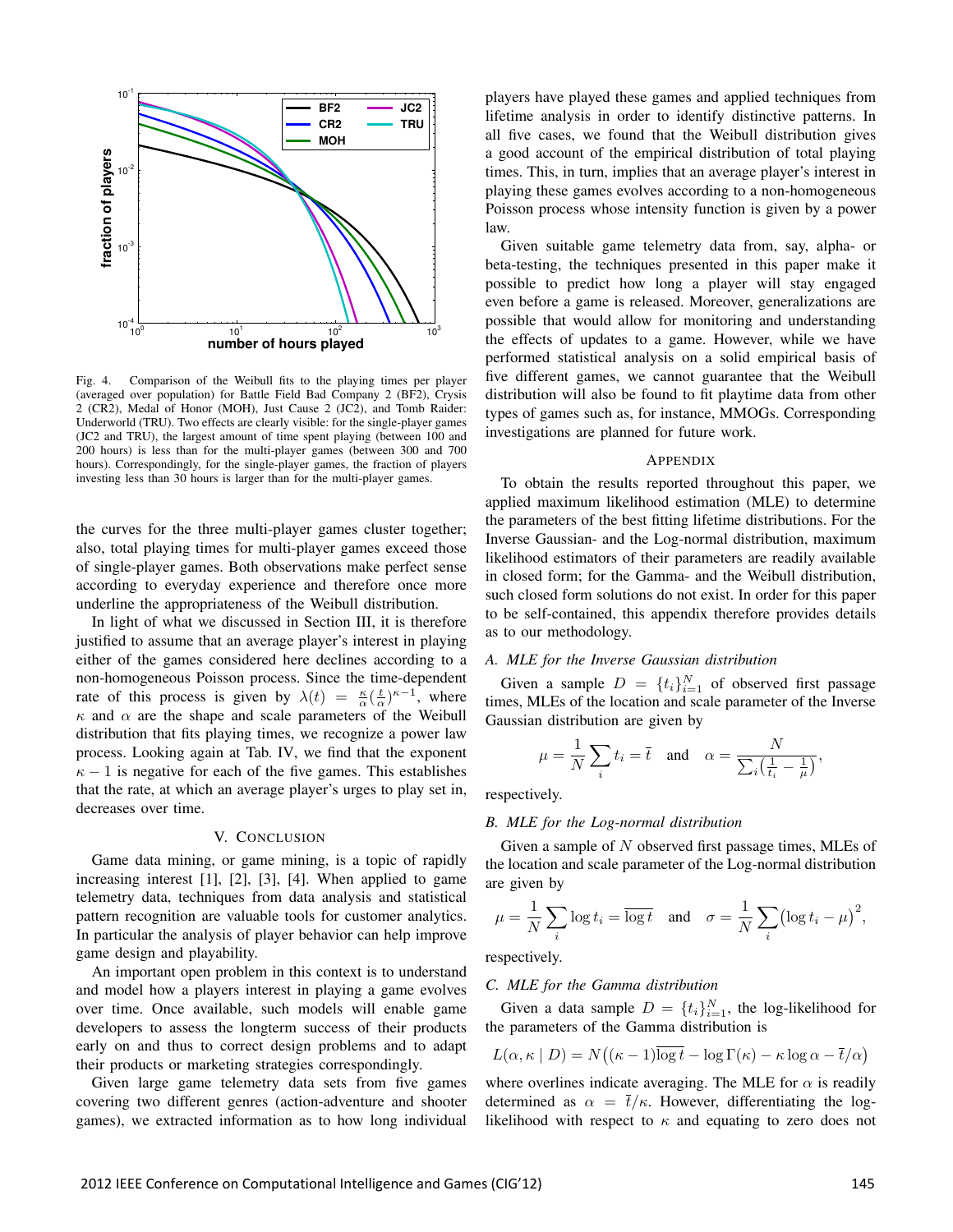10^-1

10^-2

10^-3

10^-4

10^0

10^1

10^2

10^3

fraction of players

number of hours played

BF2
CR2
MOH
JC2
TRU

Fig. 4. Comparison of the Weibull fits to the playing times per player (averaged over population) for Battle Field Bad Company 2 (BF2), Crysis 2 (CR2), Medal of Honor (MOH), Just Cause 2 (JC2), and Tomb Raider: Underworld (TRU). Two effects are clearly visible: for the single-player games (JC2 and TRU), the largest amount of time spent playing (between 100 and 200 hours) is less than for the multi-player games (between 300 and 700 hours). Correspondingly, for the single-player games, the fraction of players investing less than 30 hours is larger than for the multi-player games.

the curves for the three multi-player games cluster together; also, total playing times for multi-player games exceed those of single-player games. Both observations make perfect sense according to everyday experience and therefore once more underline the appropriateness of the Weibull distribution.

In light of what we discussed in Section III, it is therefore justified to assume that an average player's interest in playing either of the games considered here declines according to a non-homogeneous Poisson process. Since the time-dependent rate of this process is given by $\lambda(t) = \frac{\kappa}{\alpha}(\frac{t}{\alpha})^{\kappa-1}$, where $\kappa$ and $\alpha$ are the shape and scale parameters of the Weibull distribution that fits playing times, we recognize a power law process. Looking again at Tab. IV, we find that the exponent $\kappa - 1$ is negative for each of the five games. This establishes that the rate, at which an average player's urges to play set in, decreases over time.

## V. Conclusion

Game data mining, or game mining, is a topic of rapidly increasing interest [1], [2], [3], [4]. When applied to game telemetry data, techniques from data analysis and statistical pattern recognition are valuable tools for customer analytics. In particular the analysis of player behavior can help improve game design and playability.

An important open problem in this context is to understand and model how a players interest in playing a game evolves over time. Once available, such models will enable game developers to assess the longterm success of their products early on and thus to correct design problems and to adapt their products or marketing strategies correspondingly.

Given large game telemetry data sets from five games covering two different genres (action-adventure and shooter games), we extracted information as to how long individual players have played these games and applied techniques from lifetime analysis in order to identify distinctive patterns. In all five cases, we found that the Weibull distribution gives a good account of the empirical distribution of total playing times. This, in turn, implies that an average player's interest in playing these games evolves according to a non-homogeneous Poisson process whose intensity function is given by a power law.

Given suitable game telemetry data from, say, alpha- or beta-testing, the techniques presented in this paper make it possible to predict how long a player will stay engaged even before a game is released. Moreover, generalizations are possible that would allow for monitoring and understanding the effects of updates to a game. However, while we have performed statistical analysis on a solid empirical basis of five different games, we cannot guarantee that the Weibull distribution will also be found to fit playtime data from other types of games such as, for instance, MMOGs. Corresponding investigations are planned for future work.

## Appendix

To obtain the results reported throughout this paper, we applied maximum likelihood estimation (MLE) to determine the parameters of the best fitting lifetime distributions. For the Inverse Gaussian- and the Log-normal distribution, maximum likelihood estimators of their parameters are readily available in closed form; for the Gamma- and the Weibull distribution, such closed form solutions do not exist. In order for this paper to be self-contained, this appendix therefore provides details as to our methodology.

### *A. MLE for the Inverse Gaussian distribution*

Given a sample $D = \{t_i\}_{i=1}^N$ of observed first passage times, MLEs of the location and scale parameter of the Inverse Gaussian distribution are given by

$$\mu = \frac{1}{N}\sum_i t_i = \overline{t} \quad \text{and} \quad \alpha = \frac{N}{\sum_i \left(\frac{1}{t_i} - \frac{1}{\mu}\right)},$$

respectively.

### *B. MLE for the Log-normal distribution*

Given a sample of $N$ observed first passage times, MLEs of the location and scale parameter of the Log-normal distribution are given by

$$\mu = \frac{1}{N}\sum_i \log t_i = \overline{\log t} \quad \text{and} \quad \sigma = \frac{1}{N}\sum_i \bigl(\log t_i - \mu\bigr)^2,$$

respectively.

### *C. MLE for the Gamma distribution*

Given a data sample $D = \{t_i\}_{i=1}^N$, the log-likelihood for the parameters of the Gamma distribution is

$$L(\alpha, \kappa \mid D) = N\bigl((\kappa - 1)\overline{\log t} - \log\Gamma(\kappa) - \kappa \log\alpha - \overline{t}/\alpha\bigr)$$

where overlines indicate averaging. The MLE for $\alpha$ is readily determined as $\alpha = \overline{t}/\kappa$. However, differentiating the log-likelihood with respect to $\kappa$ and equating to zero does not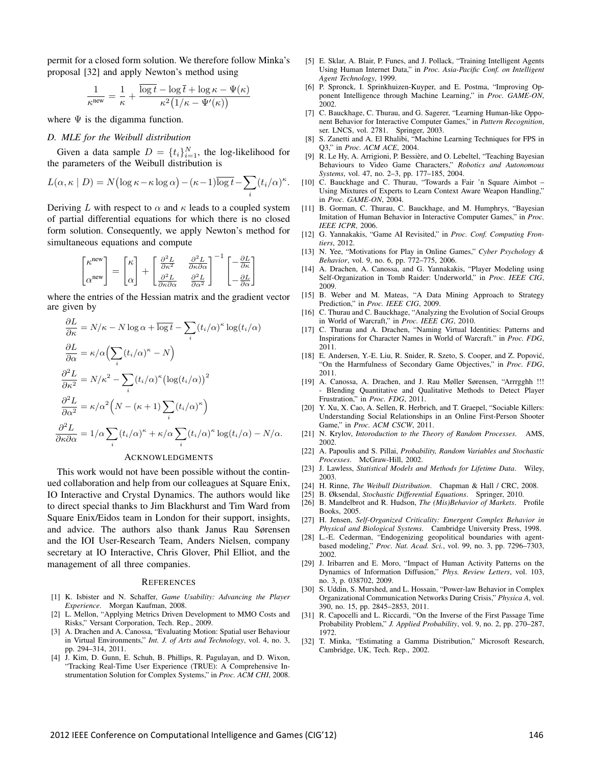permit for a closed form solution. We therefore follow Minka's proposal [32] and apply Newton's method using

$$\frac{1}{\kappa^{\text{new}}} = \frac{1}{\kappa} + \frac{\overline{\log t} - \log \overline{t} + \log \kappa - \Psi(\kappa)}{\kappa^2 \big(1/\kappa - \Psi'(\kappa)\big)}$$

where $\Psi$ is the digamma function.

### D. MLE for the Weibull distribution

Given a data sample $D = \{t_i\}_{i=1}^N$, the log-likelihood for the parameters of the Weibull distribution is

$$L(\alpha, \kappa \mid D) = N\big(\log \kappa - \kappa \log \alpha\big) - (\kappa - 1)\overline{\log t} - \sum_i (t_i/\alpha)^\kappa.$$

Deriving $L$ with respect to $\alpha$ and $\kappa$ leads to a coupled system of partial differential equations for which there is no closed form solution. Consequently, we apply Newton's method for simultaneous equations and compute

$$\begin{bmatrix} \kappa^{\text{new}} \\ \alpha^{\text{new}} \end{bmatrix} = \begin{bmatrix} \kappa \\ \alpha \end{bmatrix} + \begin{bmatrix} \frac{\partial^2 L}{\partial \kappa^2} & \frac{\partial^2 L}{\partial \kappa \partial \alpha} \\ \frac{\partial^2 L}{\partial \kappa \partial \alpha} & \frac{\partial^2 L}{\partial \alpha^2} \end{bmatrix}^{-1} \begin{bmatrix} -\frac{\partial L}{\partial \kappa} \\ -\frac{\partial L}{\partial \alpha} \end{bmatrix}$$

where the entries of the Hessian matrix and the gradient vector are given by

$$\frac{\partial L}{\partial \kappa} = N/\kappa - N \log \alpha + \overline{\log t} - \sum_i (t_i/\alpha)^\kappa \log(t_i/\alpha)$$

$$\frac{\partial L}{\partial \alpha} = \kappa/\alpha \Big( \sum_i (t_i/\alpha)^\kappa - N \Big)$$

$$\frac{\partial^2 L}{\partial \kappa^2} = N/\kappa^2 - \sum_i (t_i/\alpha)^\kappa \big(\log(t_i/\alpha)\big)^2$$

$$\frac{\partial^2 L}{\partial \alpha^2} = \kappa/\alpha^2 \Big( N - (\kappa + 1) \sum_i (t_i/\alpha)^\kappa \Big)$$

$$\frac{\partial^2 L}{\partial \kappa \partial \alpha} = 1/\alpha \sum_i (t_i/\alpha)^\kappa + \kappa/\alpha \sum_i (t_i/\alpha)^\kappa \log(t_i/\alpha) - N/\alpha.$$

## ACKNOWLEDGMENTS

This work would not have been possible without the continued collaboration and help from our colleagues at Square Enix, IO Interactive and Crystal Dynamics. The authors would like to direct special thanks to Jim Blackhurst and Tim Ward from Square Enix/Eidos team in London for their support, insights, and advice. The authors also thank Janus Rau Sørensen and the IOI User-Research Team, Anders Nielsen, company secretary at IO Interactive, Chris Glover, Phil Elliot, and the management of all three companies.

## REFERENCES

[1] K. Isbister and N. Schaffer, *Game Usability: Advancing the Player Experience*. Morgan Kaufman, 2008.

[2] L. Mellon, "Applying Metrics Driven Development to MMO Costs and Risks," Versant Corporation, Tech. Rep., 2009.

[3] A. Drachen and A. Canossa, "Evaluating Motion: Spatial user Behaviour in Virtual Environments," *Int. J. of Arts and Technology*, vol. 4, no. 3, pp. 294–314, 2011.

[4] J. Kim, D. Gunn, E. Schuh, B. Phillips, R. Pagulayan, and D. Wixon, "Tracking Real-Time User Experience (TRUE): A Comprehensive Instrumentation Solution for Complex Systems," in *Proc. ACM CHI*, 2008.

[5] E. Sklar, A. Blair, P. Funes, and J. Pollack, "Training Intelligent Agents Using Human Internet Data," in *Proc. Asia-Pacific Conf. on Intelligent Agent Technology*, 1999.

[6] P. Spronck, I. Sprinkhuizen-Kuyper, and E. Postma, "Improving Opponent Intelligence through Machine Learning," in *Proc. GAME-ON*, 2002.

[7] C. Bauckhage, C. Thurau, and G. Sagerer, "Learning Human-like Opponent Behavior for Interactive Computer Games," in *Pattern Recognition*, ser. LNCS, vol. 2781. Springer, 2003.

[8] S. Zanetti and A. El Rhalibi, "Machine Learning Techniques for FPS in Q3," in *Proc. ACM ACE*, 2004.

[9] R. Le Hy, A. Arrigioni, P. Bessière, and O. Lebeltel, "Teaching Bayesian Behaviours to Video Game Characters," *Robotics and Autonomous Systems*, vol. 47, no. 2–3, pp. 177–185, 2004.

[10] C. Bauckhage and C. Thurau, "Towards a Fair 'n Square Aimbot – Using Mixtures of Experts to Learn Context Aware Weapon Handling," in *Proc. GAME-ON*, 2004.

[11] B. Gorman, C. Thurau, C. Bauckhage, and M. Humphrys, "Bayesian Imitation of Human Behavior in Interactive Computer Games," in *Proc. IEEE ICPR*, 2006.

[12] G. Yannakakis, "Game AI Revisited," in *Proc. Conf. Computing Frontiers*, 2012.

[13] N. Yee, "Motivations for Play in Online Games," *Cyber Psychology & Behavior*, vol. 9, no. 6, pp. 772–775, 2006.

[14] A. Drachen, A. Canossa, and G. Yannakakis, "Player Modeling using Self-Organization in Tomb Raider: Underworld," in *Proc. IEEE CIG*, 2009.

[15] B. Weber and M. Mateas, "A Data Mining Approach to Strategy Prediction," in *Proc. IEEE CIG*, 2009.

[16] C. Thurau and C. Bauckhage, "Analyzing the Evolution of Social Groups in World of Warcraft," in *Proc. IEEE CIG*, 2010.

[17] C. Thurau and A. Drachen, "Naming Virtual Identities: Patterns and Inspirations for Character Names in World of Warcraft." in *Proc. FDG*, 2011.

[18] E. Andersen, Y.-E. Liu, R. Snider, R. Szeto, S. Cooper, and Z. Popović, "On the Harmfulness of Secondary Game Objectives," in *Proc. FDG*, 2011.

[19] A. Canossa, A. Drachen, and J. Rau Møller Sørensen, "Arrrgghh !!! - Blending Quantitative and Qualitative Methods to Detect Player Frustration," in *Proc. FDG*, 2011.

[20] Y. Xu, X. Cao, A. Sellen, R. Herbrich, and T. Graepel, "Sociable Killers: Understanding Social Relationships in an Online First-Person Shooter Game," in *Proc. ACM CSCW*, 2011.

[21] N. Krylov, *Intoroduction to the Theory of Random Processes*. AMS, 2002.

[22] A. Papoulis and S. Pillai, *Probability, Random Variables and Stochastic Processes*. McGraw-Hill, 2002.

[23] J. Lawless, *Statistical Models and Methods for Lifetime Data*. Wiley, 2003.

[24] H. Rinne, *The Weibull Distribution*. Chapman & Hall / CRC, 2008.

[25] B. Øksendal, *Stochastic Differential Equations*. Springer, 2010.

[26] B. Mandelbrot and R. Hudson, *The (Mis)Behavior of Markets*. Profile Books, 2005.

[27] H. Jensen, *Self-Organized Criticality: Emergent Complex Behavior in Physical and Biological Systems*. Cambridge University Press, 1998.

[28] L.-E. Cederman, "Endogenizing geopolitical boundaries with agent-based modeling," *Proc. Nat. Acad. Sci.*, vol. 99, no. 3, pp. 7296–7303, 2002.

[29] J. Iribarren and E. Moro, "Impact of Human Activity Patterns on the Dynamics of Information Diffusion," *Phys. Review Letters*, vol. 103, no. 3, p. 038702, 2009.

[30] S. Uddin, S. Murshed, and L. Hossain, "Power-law Behavior in Complex Organizational Communication Networks During Crisis," *Physica A*, vol. 390, no. 15, pp. 2845–2853, 2011.

[31] R. Capocelli and L. Riccardi, "On the Inverse of the First Passage Time Probability Problem," *J. Applied Probability*, vol. 9, no. 2, pp. 270–287, 1972.

[32] T. Minka, "Estimating a Gamma Distribution," Microsoft Research, Cambridge, UK, Tech. Rep., 2002.